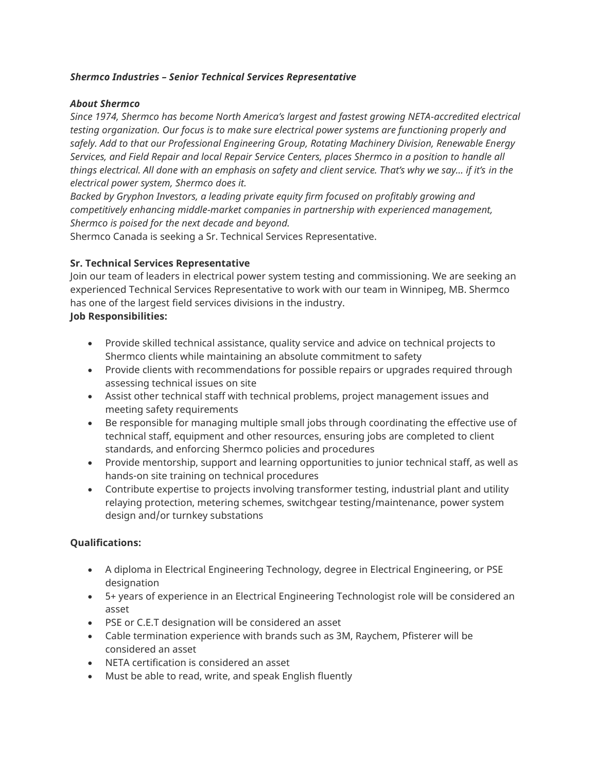***Shermco Industries – Senior Technical Services Representative***

***About Shermco***

*Since 1974, Shermco has become North America's largest and fastest growing NETA-accredited electrical testing organization. Our focus is to make sure electrical power systems are functioning properly and safely. Add to that our Professional Engineering Group, Rotating Machinery Division, Renewable Energy Services, and Field Repair and local Repair Service Centers, places Shermco in a position to handle all things electrical. All done with an emphasis on safety and client service. That's why we say… if it's in the electrical power system, Shermco does it.*

*Backed by Gryphon Investors, a leading private equity firm focused on profitably growing and competitively enhancing middle-market companies in partnership with experienced management, Shermco is poised for the next decade and beyond.*

Shermco Canada is seeking a Sr. Technical Services Representative.

**Sr. Technical Services Representative**

Join our team of leaders in electrical power system testing and commissioning. We are seeking an experienced Technical Services Representative to work with our team in Winnipeg, MB. Shermco has one of the largest field services divisions in the industry.

**Job Responsibilities:**

- Provide skilled technical assistance, quality service and advice on technical projects to Shermco clients while maintaining an absolute commitment to safety
- Provide clients with recommendations for possible repairs or upgrades required through assessing technical issues on site
- Assist other technical staff with technical problems, project management issues and meeting safety requirements
- Be responsible for managing multiple small jobs through coordinating the effective use of technical staff, equipment and other resources, ensuring jobs are completed to client standards, and enforcing Shermco policies and procedures
- Provide mentorship, support and learning opportunities to junior technical staff, as well as hands-on site training on technical procedures
- Contribute expertise to projects involving transformer testing, industrial plant and utility relaying protection, metering schemes, switchgear testing/maintenance, power system design and/or turnkey substations

**Qualifications:**

- A diploma in Electrical Engineering Technology, degree in Electrical Engineering, or PSE designation
- 5+ years of experience in an Electrical Engineering Technologist role will be considered an asset
- PSE or C.E.T designation will be considered an asset
- Cable termination experience with brands such as 3M, Raychem, Pfisterer will be considered an asset
- NETA certification is considered an asset
- Must be able to read, write, and speak English fluently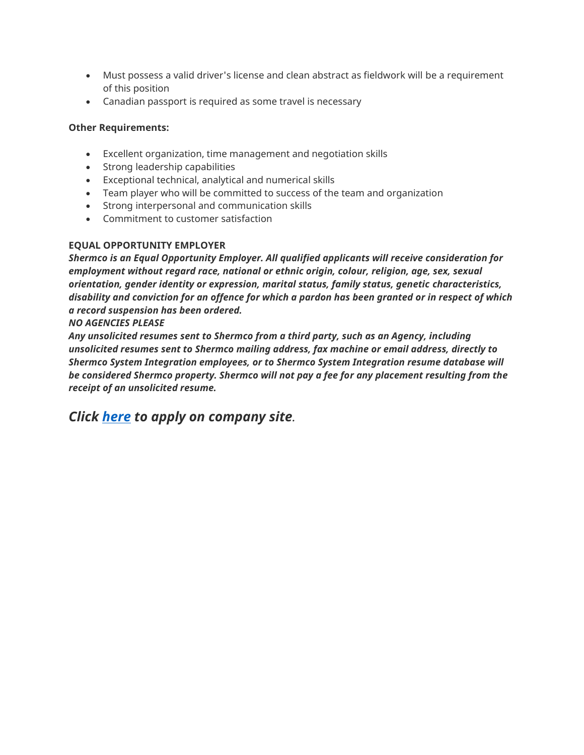- Must possess a valid driver's license and clean abstract as fieldwork will be a requirement of this position
- Canadian passport is required as some travel is necessary

**Other Requirements:**

- Excellent organization, time management and negotiation skills
- Strong leadership capabilities
- Exceptional technical, analytical and numerical skills
- Team player who will be committed to success of the team and organization
- Strong interpersonal and communication skills
- Commitment to customer satisfaction

**EQUAL OPPORTUNITY EMPLOYER**
***Shermco is an Equal Opportunity Employer. All qualified applicants will receive consideration for employment without regard race, national or ethnic origin, colour, religion, age, sex, sexual orientation, gender identity or expression, marital status, family status, genetic characteristics, disability and conviction for an offence for which a pardon has been granted or in respect of which a record suspension has been ordered.***
***NO AGENCIES PLEASE***
***Any unsolicited resumes sent to Shermco from a third party, such as an Agency, including unsolicited resumes sent to Shermco mailing address, fax machine or email address, directly to Shermco System Integration employees, or to Shermco System Integration resume database will be considered Shermco property. Shermco will not pay a fee for any placement resulting from the receipt of an unsolicited resume.***

## ***Click [here]() to apply on company site.***